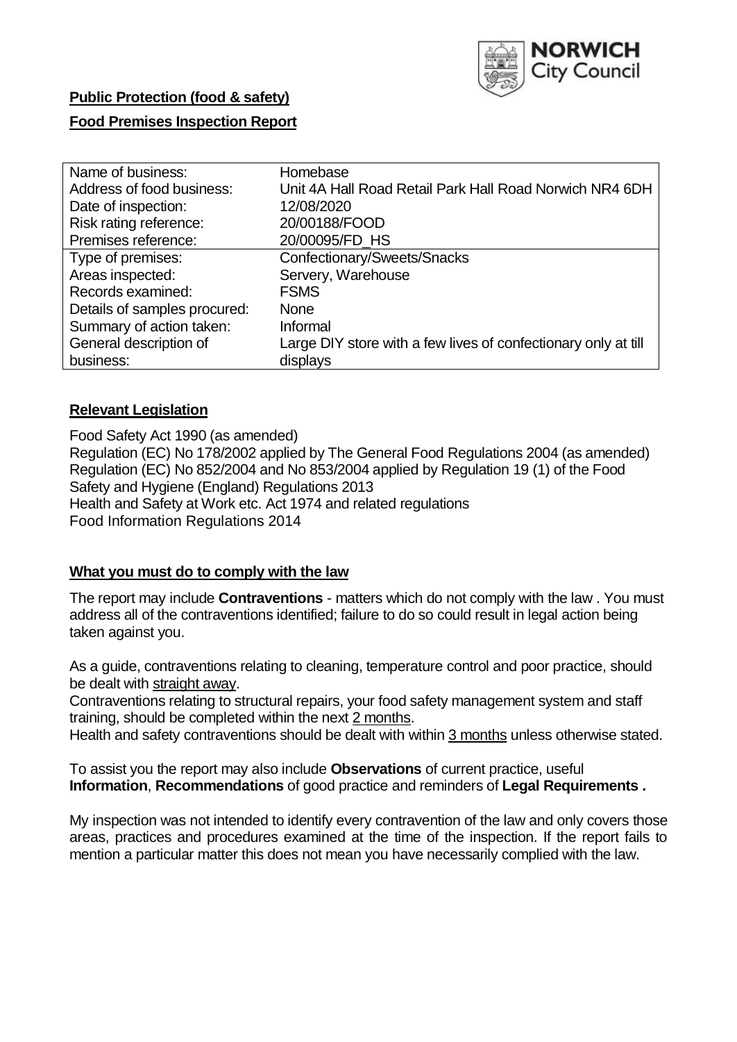NORWICH City Council

**Public Protection (food & safety)**

**Food Premises Inspection Report**

| | |
|---|---|
| Name of business: | Homebase |
| Address of food business: | Unit 4A Hall Road Retail Park Hall Road Norwich NR4 6DH |
| Date of inspection: | 12/08/2020 |
| Risk rating reference: | 20/00188/FOOD |
| Premises reference: | 20/00095/FD_HS |
| Type of premises: | Confectionary/Sweets/Snacks |
| Areas inspected: | Servery, Warehouse |
| Records examined: | FSMS |
| Details of samples procured: | None |
| Summary of action taken: | Informal |
| General description of business: | Large DIY store with a few lives of confectionary only at till displays |

## Relevant Legislation

Food Safety Act 1990 (as amended)
Regulation (EC) No 178/2002 applied by The General Food Regulations 2004 (as amended)
Regulation (EC) No 852/2004 and No 853/2004 applied by Regulation 19 (1) of the Food Safety and Hygiene (England) Regulations 2013
Health and Safety at Work etc. Act 1974 and related regulations
Food Information Regulations 2014

## What you must do to comply with the law

The report may include **Contraventions** - matters which do not comply with the law . You must address all of the contraventions identified; failure to do so could result in legal action being taken against you.

As a guide, contraventions relating to cleaning, temperature control and poor practice, should be dealt with straight away.

Contraventions relating to structural repairs, your food safety management system and staff training, should be completed within the next 2 months.

Health and safety contraventions should be dealt with within 3 months unless otherwise stated.

To assist you the report may also include **Observations** of current practice, useful **Information**, **Recommendations** of good practice and reminders of **Legal Requirements .**

My inspection was not intended to identify every contravention of the law and only covers those areas, practices and procedures examined at the time of the inspection. If the report fails to mention a particular matter this does not mean you have necessarily complied with the law.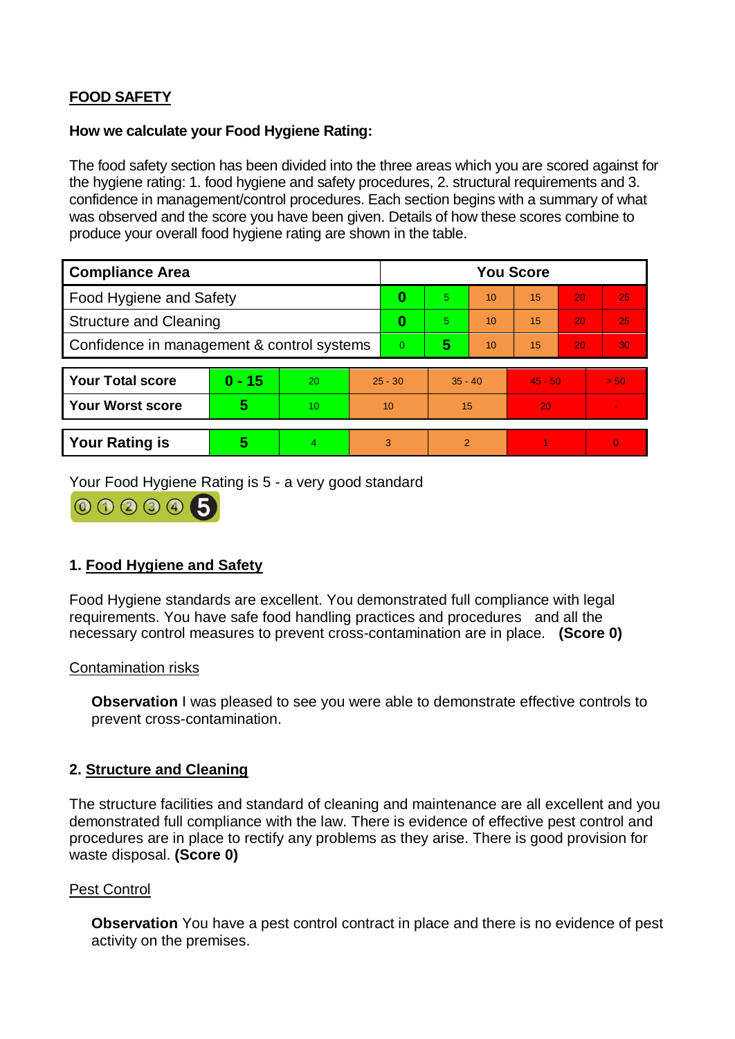## FOOD SAFETY

**How we calculate your Food Hygiene Rating:**

The food safety section has been divided into the three areas which you are scored against for the hygiene rating: 1. food hygiene and safety procedures, 2. structural requirements and 3. confidence in management/control procedures. Each section begins with a summary of what was observed and the score you have been given. Details of how these scores combine to produce your overall food hygiene rating are shown in the table.

| Compliance Area | You Score | | | | | |
|---|---|---|---|---|---|---|
| Food Hygiene and Safety | **0** | 5 | 10 | 15 | 20 | 25 |
| Structure and Cleaning | **0** | 5 | 10 | 15 | 20 | 25 |
| Confidence in management & control systems | 0 | **5** | 10 | 15 | 20 | 30 |

| | | | | | | |
|---|---|---|---|---|---|---|
| **Your Total score** | **0 - 15** | 20 | 25 - 30 | 35 - 40 | 45 - 50 | > 50 |
| **Your Worst score** | **5** | 10 | 10 | 15 | 20 | - |

| | | | | | | |
|---|---|---|---|---|---|---|
| **Your Rating is** | **5** | 4 | 3 | 2 | 1 | 0 |

Your Food Hygiene Rating is 5 - a very good standard

### 1. Food Hygiene and Safety

Food Hygiene standards are excellent. You demonstrated full compliance with legal requirements. You have safe food handling practices and procedures and all the necessary control measures to prevent cross-contamination are in place. **(Score 0)**

Contamination risks

**Observation** I was pleased to see you were able to demonstrate effective controls to prevent cross-contamination.

### 2. Structure and Cleaning

The structure facilities and standard of cleaning and maintenance are all excellent and you demonstrated full compliance with the law. There is evidence of effective pest control and procedures are in place to rectify any problems as they arise. There is good provision for waste disposal. **(Score 0)**

Pest Control

**Observation** You have a pest control contract in place and there is no evidence of pest activity on the premises.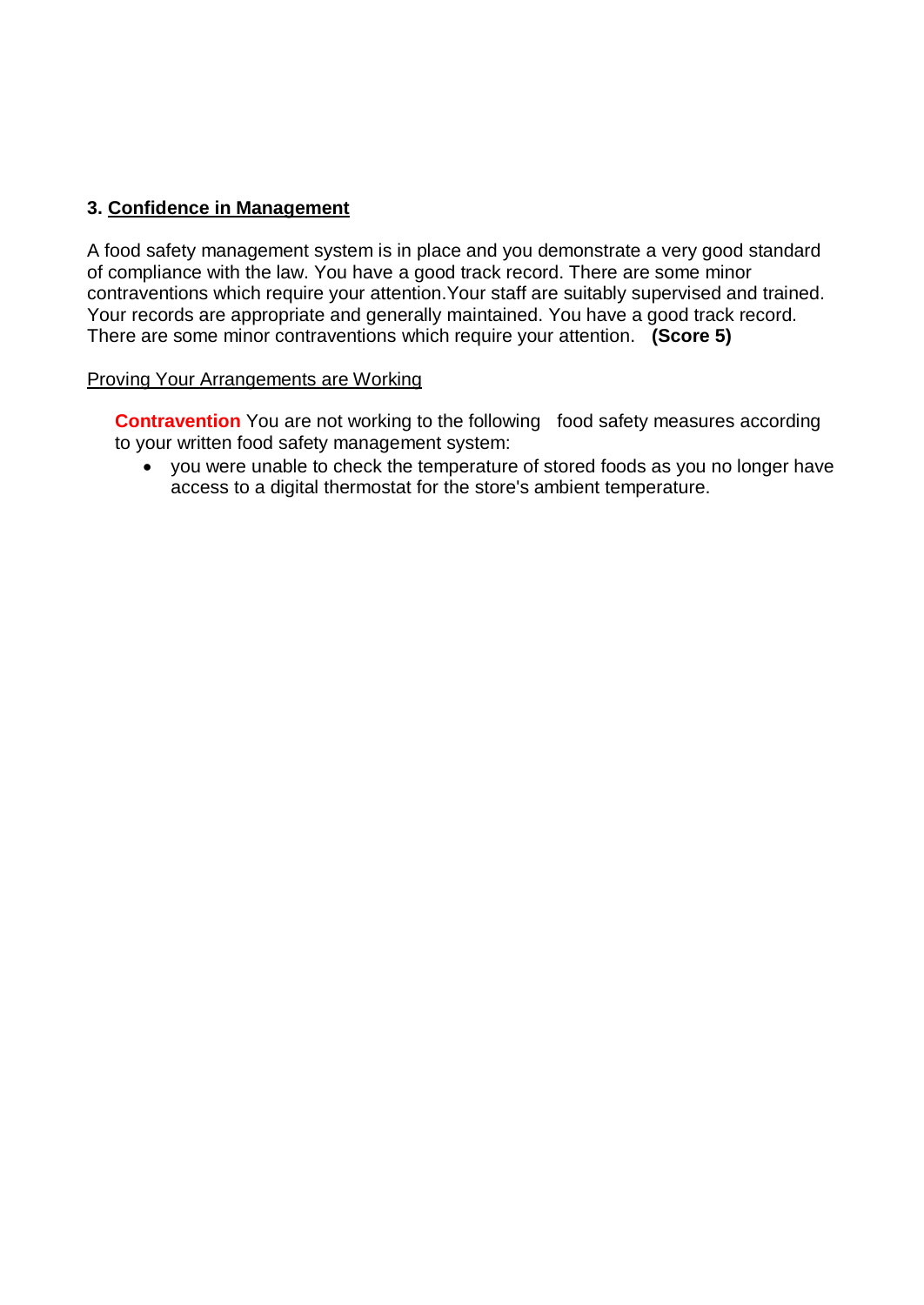### 3. Confidence in Management

A food safety management system is in place and you demonstrate a very good standard of compliance with the law. You have a good track record. There are some minor contraventions which require your attention.Your staff are suitably supervised and trained. Your records are appropriate and generally maintained. You have a good track record. There are some minor contraventions which require your attention. **(Score 5)**

Proving Your Arrangements are Working

**Contravention** You are not working to the following food safety measures according to your written food safety management system:

- you were unable to check the temperature of stored foods as you no longer have access to a digital thermostat for the store's ambient temperature.